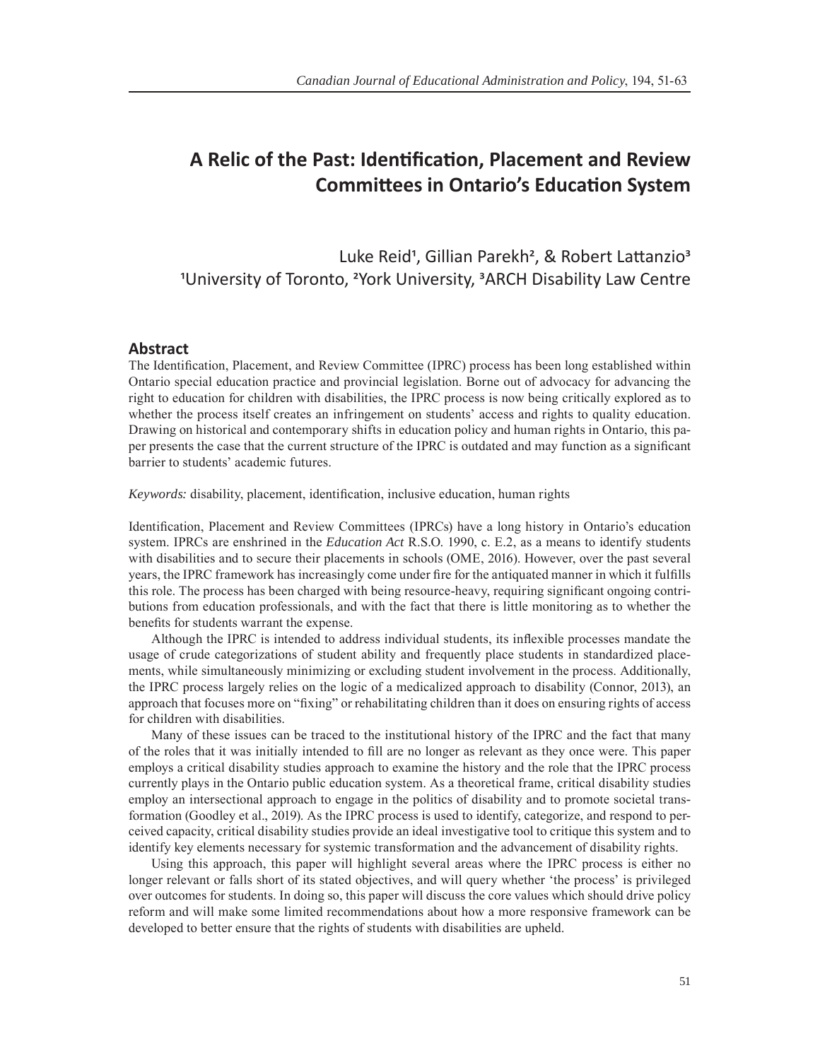# A Relic of the Past: Identification, Placement and Review Committees in Ontario's Education System

Luke Reid[1], Gillian Parekh[2], & Robert Lattanzio[3]

[1]University of Toronto, [2]York University, [3]ARCH Disability Law Centre

## Abstract

The Identification, Placement, and Review Committee (IPRC) process has been long established within Ontario special education practice and provincial legislation. Borne out of advocacy for advancing the right to education for children with disabilities, the IPRC process is now being critically explored as to whether the process itself creates an infringement on students' access and rights to quality education. Drawing on historical and contemporary shifts in education policy and human rights in Ontario, this paper presents the case that the current structure of the IPRC is outdated and may function as a significant barrier to students' academic futures.

*Keywords:* disability, placement, identification, inclusive education, human rights

Identification, Placement and Review Committees (IPRCs) have a long history in Ontario's education system. IPRCs are enshrined in the *Education Act* R.S.O. 1990, c. E.2, as a means to identify students with disabilities and to secure their placements in schools (OME, 2016). However, over the past several years, the IPRC framework has increasingly come under fire for the antiquated manner in which it fulfills this role. The process has been charged with being resource-heavy, requiring significant ongoing contributions from education professionals, and with the fact that there is little monitoring as to whether the benefits for students warrant the expense.

Although the IPRC is intended to address individual students, its inflexible processes mandate the usage of crude categorizations of student ability and frequently place students in standardized placements, while simultaneously minimizing or excluding student involvement in the process. Additionally, the IPRC process largely relies on the logic of a medicalized approach to disability (Connor, 2013), an approach that focuses more on "fixing" or rehabilitating children than it does on ensuring rights of access for children with disabilities.

Many of these issues can be traced to the institutional history of the IPRC and the fact that many of the roles that it was initially intended to fill are no longer as relevant as they once were. This paper employs a critical disability studies approach to examine the history and the role that the IPRC process currently plays in the Ontario public education system. As a theoretical frame, critical disability studies employ an intersectional approach to engage in the politics of disability and to promote societal transformation (Goodley et al., 2019). As the IPRC process is used to identify, categorize, and respond to perceived capacity, critical disability studies provide an ideal investigative tool to critique this system and to identify key elements necessary for systemic transformation and the advancement of disability rights.

Using this approach, this paper will highlight several areas where the IPRC process is either no longer relevant or falls short of its stated objectives, and will query whether 'the process' is privileged over outcomes for students. In doing so, this paper will discuss the core values which should drive policy reform and will make some limited recommendations about how a more responsive framework can be developed to better ensure that the rights of students with disabilities are upheld.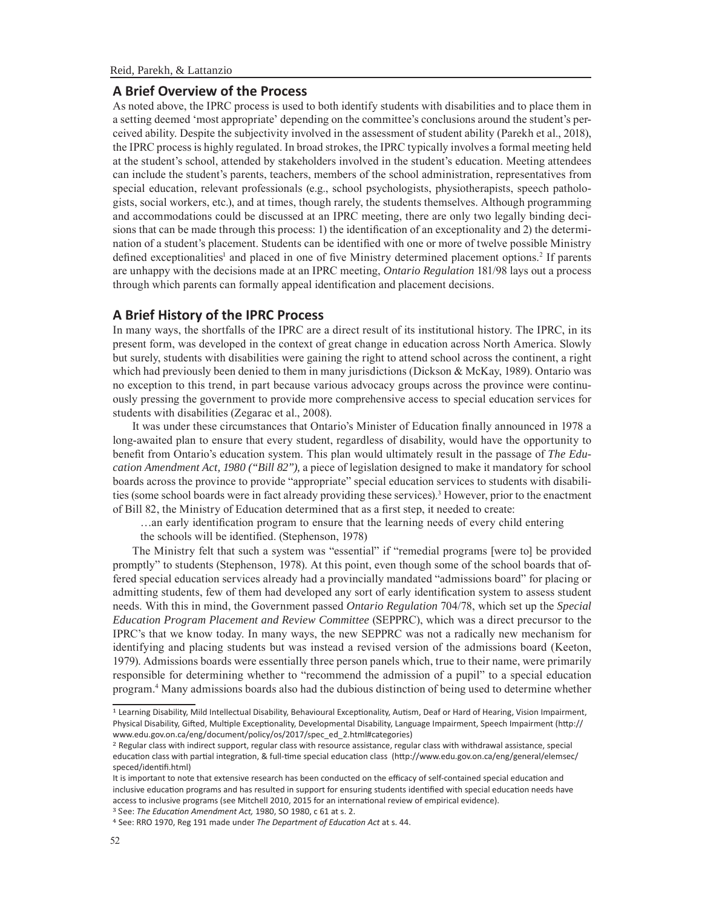## A Brief Overview of the Process

As noted above, the IPRC process is used to both identify students with disabilities and to place them in a setting deemed 'most appropriate' depending on the committee's conclusions around the student's perceived ability. Despite the subjectivity involved in the assessment of student ability (Parekh et al., 2018), the IPRC process is highly regulated. In broad strokes, the IPRC typically involves a formal meeting held at the student's school, attended by stakeholders involved in the student's education. Meeting attendees can include the student's parents, teachers, members of the school administration, representatives from special education, relevant professionals (e.g., school psychologists, physiotherapists, speech pathologists, social workers, etc.), and at times, though rarely, the students themselves. Although programming and accommodations could be discussed at an IPRC meeting, there are only two legally binding decisions that can be made through this process: 1) the identification of an exceptionality and 2) the determination of a student's placement. Students can be identified with one or more of twelve possible Ministry defined exceptionalities[1] and placed in one of five Ministry determined placement options.[2] If parents are unhappy with the decisions made at an IPRC meeting, *Ontario Regulation* 181/98 lays out a process through which parents can formally appeal identification and placement decisions.

## A Brief History of the IPRC Process

In many ways, the shortfalls of the IPRC are a direct result of its institutional history. The IPRC, in its present form, was developed in the context of great change in education across North America. Slowly but surely, students with disabilities were gaining the right to attend school across the continent, a right which had previously been denied to them in many jurisdictions (Dickson & McKay, 1989). Ontario was no exception to this trend, in part because various advocacy groups across the province were continuously pressing the government to provide more comprehensive access to special education services for students with disabilities (Zegarac et al., 2008).

It was under these circumstances that Ontario's Minister of Education finally announced in 1978 a long-awaited plan to ensure that every student, regardless of disability, would have the opportunity to benefit from Ontario's education system. This plan would ultimately result in the passage of *The Education Amendment Act, 1980 ("Bill 82"),* a piece of legislation designed to make it mandatory for school boards across the province to provide "appropriate" special education services to students with disabilities (some school boards were in fact already providing these services).[3] However, prior to the enactment of Bill 82, the Ministry of Education determined that as a first step, it needed to create:

> …an early identification program to ensure that the learning needs of every child entering the schools will be identified. (Stephenson, 1978)

The Ministry felt that such a system was "essential" if "remedial programs [were to] be provided promptly" to students (Stephenson, 1978). At this point, even though some of the school boards that offered special education services already had a provincially mandated "admissions board" for placing or admitting students, few of them had developed any sort of early identification system to assess student needs. With this in mind, the Government passed *Ontario Regulation* 704/78, which set up the *Special Education Program Placement and Review Committee* (SEPPRC), which was a direct precursor to the IPRC's that we know today. In many ways, the new SEPPRC was not a radically new mechanism for identifying and placing students but was instead a revised version of the admissions board (Keeton, 1979). Admissions boards were essentially three person panels which, true to their name, were primarily responsible for determining whether to "recommend the admission of a pupil" to a special education program.[4] Many admissions boards also had the dubious distinction of being used to determine whether

---

[1] Learning Disability, Mild Intellectual Disability, Behavioural Exceptionality, Autism, Deaf or Hard of Hearing, Vision Impairment, Physical Disability, Gifted, Multiple Exceptionality, Developmental Disability, Language Impairment, Speech Impairment (http://www.edu.gov.on.ca/eng/document/policy/os/2017/spec_ed_2.html#categories)

[2] Regular class with indirect support, regular class with resource assistance, regular class with withdrawal assistance, special education class with partial integration, & full-time special education class (http://www.edu.gov.on.ca/eng/general/elemsec/speced/identifi.html)

It is important to note that extensive research has been conducted on the efficacy of self-contained special education and inclusive education programs and has resulted in support for ensuring students identified with special education needs have access to inclusive programs (see Mitchell 2010, 2015 for an international review of empirical evidence).

[3] See: *The Education Amendment Act,* 1980, SO 1980, c 61 at s. 2.

[4] See: RRO 1970, Reg 191 made under *The Department of Education Act* at s. 44.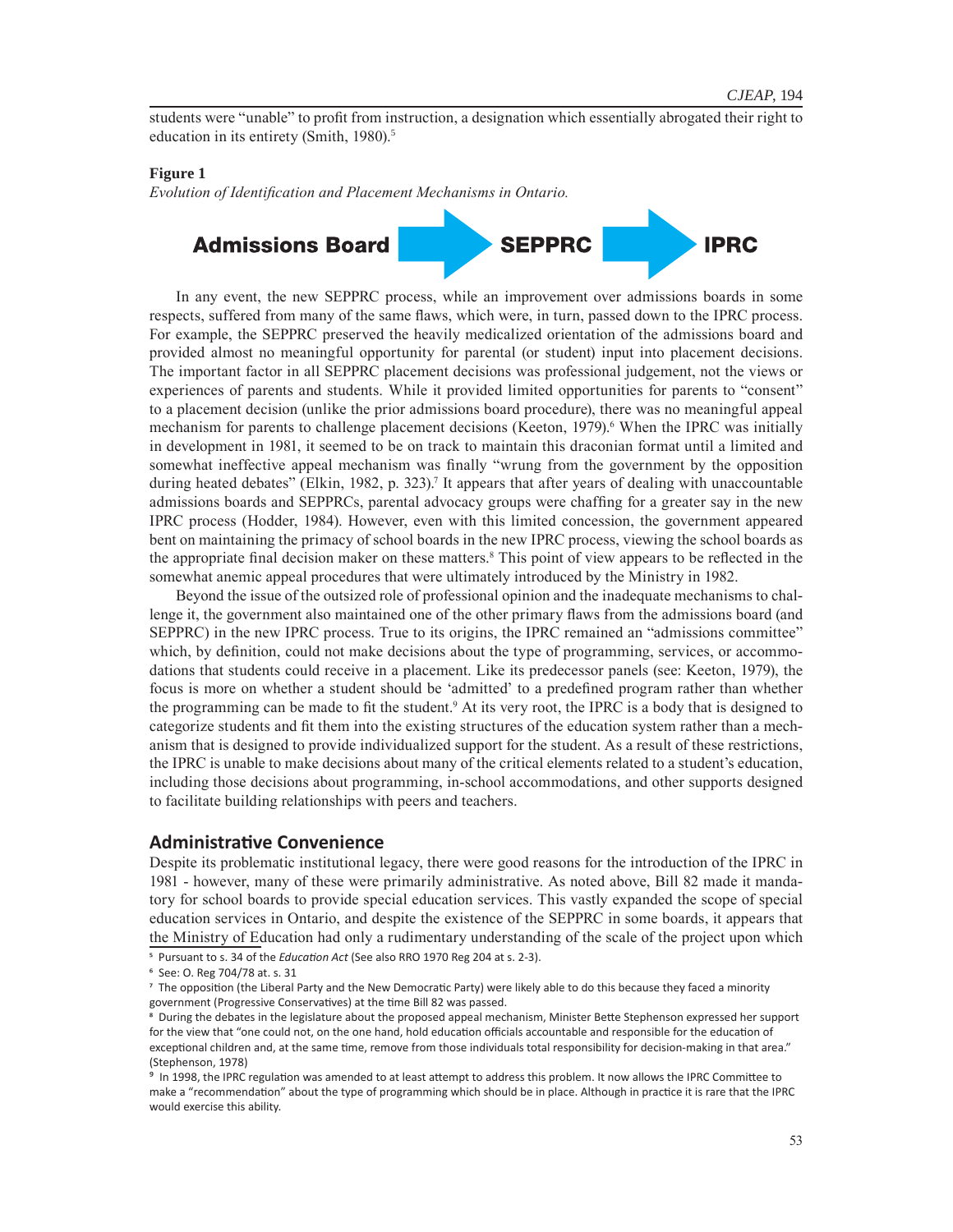students were "unable" to profit from instruction, a designation which essentially abrogated their right to education in its entirety (Smith, 1980).[5]

**Figure 1**

*Evolution of Identification and Placement Mechanisms in Ontario.*

Admissions Board

SEPPRC

IPRC

In any event, the new SEPPRC process, while an improvement over admissions boards in some respects, suffered from many of the same flaws, which were, in turn, passed down to the IPRC process. For example, the SEPPRC preserved the heavily medicalized orientation of the admissions board and provided almost no meaningful opportunity for parental (or student) input into placement decisions. The important factor in all SEPPRC placement decisions was professional judgement, not the views or experiences of parents and students. While it provided limited opportunities for parents to "consent" to a placement decision (unlike the prior admissions board procedure), there was no meaningful appeal mechanism for parents to challenge placement decisions (Keeton, 1979).[6] When the IPRC was initially in development in 1981, it seemed to be on track to maintain this draconian format until a limited and somewhat ineffective appeal mechanism was finally "wrung from the government by the opposition during heated debates" (Elkin, 1982, p. 323).[7] It appears that after years of dealing with unaccountable admissions boards and SEPPRCs, parental advocacy groups were chaffing for a greater say in the new IPRC process (Hodder, 1984). However, even with this limited concession, the government appeared bent on maintaining the primacy of school boards in the new IPRC process, viewing the school boards as the appropriate final decision maker on these matters.[8] This point of view appears to be reflected in the somewhat anemic appeal procedures that were ultimately introduced by the Ministry in 1982.

Beyond the issue of the outsized role of professional opinion and the inadequate mechanisms to challenge it, the government also maintained one of the other primary flaws from the admissions board (and SEPPRC) in the new IPRC process. True to its origins, the IPRC remained an "admissions committee" which, by definition, could not make decisions about the type of programming, services, or accommodations that students could receive in a placement. Like its predecessor panels (see: Keeton, 1979), the focus is more on whether a student should be 'admitted' to a predefined program rather than whether the programming can be made to fit the student.[9] At its very root, the IPRC is a body that is designed to categorize students and fit them into the existing structures of the education system rather than a mechanism that is designed to provide individualized support for the student. As a result of these restrictions, the IPRC is unable to make decisions about many of the critical elements related to a student's education, including those decisions about programming, in-school accommodations, and other supports designed to facilitate building relationships with peers and teachers.

## Administrative Convenience

Despite its problematic institutional legacy, there were good reasons for the introduction of the IPRC in 1981 - however, many of these were primarily administrative. As noted above, Bill 82 made it mandatory for school boards to provide special education services. This vastly expanded the scope of special education services in Ontario, and despite the existence of the SEPPRC in some boards, it appears that the Ministry of Education had only a rudimentary understanding of the scale of the project upon which

[5] Pursuant to s. 34 of the *Education Act* (See also RRO 1970 Reg 204 at s. 2-3).

[6] See: O. Reg 704/78 at. s. 31

[7] The opposition (the Liberal Party and the New Democratic Party) were likely able to do this because they faced a minority government (Progressive Conservatives) at the time Bill 82 was passed.

[8] During the debates in the legislature about the proposed appeal mechanism, Minister Bette Stephenson expressed her support for the view that "one could not, on the one hand, hold education officials accountable and responsible for the education of exceptional children and, at the same time, remove from those individuals total responsibility for decision-making in that area." (Stephenson, 1978)

[9] In 1998, the IPRC regulation was amended to at least attempt to address this problem. It now allows the IPRC Committee to make a "recommendation" about the type of programming which should be in place. Although in practice it is rare that the IPRC would exercise this ability.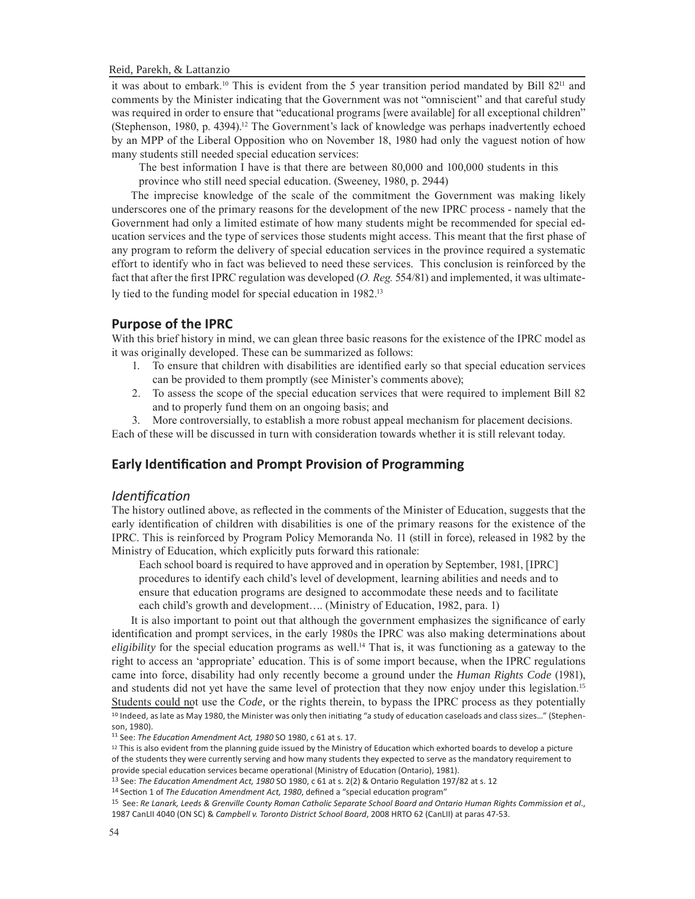it was about to embark.[10] This is evident from the 5 year transition period mandated by Bill 82[11] and comments by the Minister indicating that the Government was not "omniscient" and that careful study was required in order to ensure that "educational programs [were available] for all exceptional children" (Stephenson, 1980, p. 4394).[12] The Government's lack of knowledge was perhaps inadvertently echoed by an MPP of the Liberal Opposition who on November 18, 1980 had only the vaguest notion of how many students still needed special education services:

> The best information I have is that there are between 80,000 and 100,000 students in this province who still need special education. (Sweeney, 1980, p. 2944)

The imprecise knowledge of the scale of the commitment the Government was making likely underscores one of the primary reasons for the development of the new IPRC process - namely that the Government had only a limited estimate of how many students might be recommended for special education services and the type of services those students might access. This meant that the first phase of any program to reform the delivery of special education services in the province required a systematic effort to identify who in fact was believed to need these services. This conclusion is reinforced by the fact that after the first IPRC regulation was developed (*O. Reg.* 554/81) and implemented, it was ultimately tied to the funding model for special education in 1982.[13]

## Purpose of the IPRC

With this brief history in mind, we can glean three basic reasons for the existence of the IPRC model as it was originally developed. These can be summarized as follows:

1. To ensure that children with disabilities are identified early so that special education services can be provided to them promptly (see Minister's comments above);
2. To assess the scope of the special education services that were required to implement Bill 82 and to properly fund them on an ongoing basis; and
3. More controversially, to establish a more robust appeal mechanism for placement decisions.

Each of these will be discussed in turn with consideration towards whether it is still relevant today.

## Early Identification and Prompt Provision of Programming

### *Identification*

The history outlined above, as reflected in the comments of the Minister of Education, suggests that the early identification of children with disabilities is one of the primary reasons for the existence of the IPRC. This is reinforced by Program Policy Memoranda No. 11 (still in force), released in 1982 by the Ministry of Education, which explicitly puts forward this rationale:

> Each school board is required to have approved and in operation by September, 1981, [IPRC] procedures to identify each child's level of development, learning abilities and needs and to ensure that education programs are designed to accommodate these needs and to facilitate each child's growth and development…. (Ministry of Education, 1982, para. 1)

It is also important to point out that although the government emphasizes the significance of early identification and prompt services, in the early 1980s the IPRC was also making determinations about *eligibility* for the special education programs as well.[14] That is, it was functioning as a gateway to the right to access an 'appropriate' education. This is of some import because, when the IPRC regulations came into force, disability had only recently become a ground under the *Human Rights Code* (1981), and students did not yet have the same level of protection that they now enjoy under this legislation.[15] Students could not use the *Code*, or the rights therein, to bypass the IPRC process as they potentially

[10] Indeed, as late as May 1980, the Minister was only then initiating "a study of education caseloads and class sizes…" (Stephenson, 1980).

[11] See: *The Education Amendment Act, 1980* SO 1980, c 61 at s. 17.

[12] This is also evident from the planning guide issued by the Ministry of Education which exhorted boards to develop a picture of the students they were currently serving and how many students they expected to serve as the mandatory requirement to provide special education services became operational (Ministry of Education (Ontario), 1981).

[13] See: *The Education Amendment Act, 1980* SO 1980, c 61 at s. 2(2) & Ontario Regulation 197/82 at s. 12

[14] Section 1 of *The Education Amendment Act, 1980*, defined a "special education program"

[15] See: *Re Lanark, Leeds & Grenville County Roman Catholic Separate School Board and Ontario Human Rights Commission et al*., 1987 CanLII 4040 (ON SC) & *Campbell v. Toronto District School Board*, 2008 HRTO 62 (CanLII) at paras 47-53.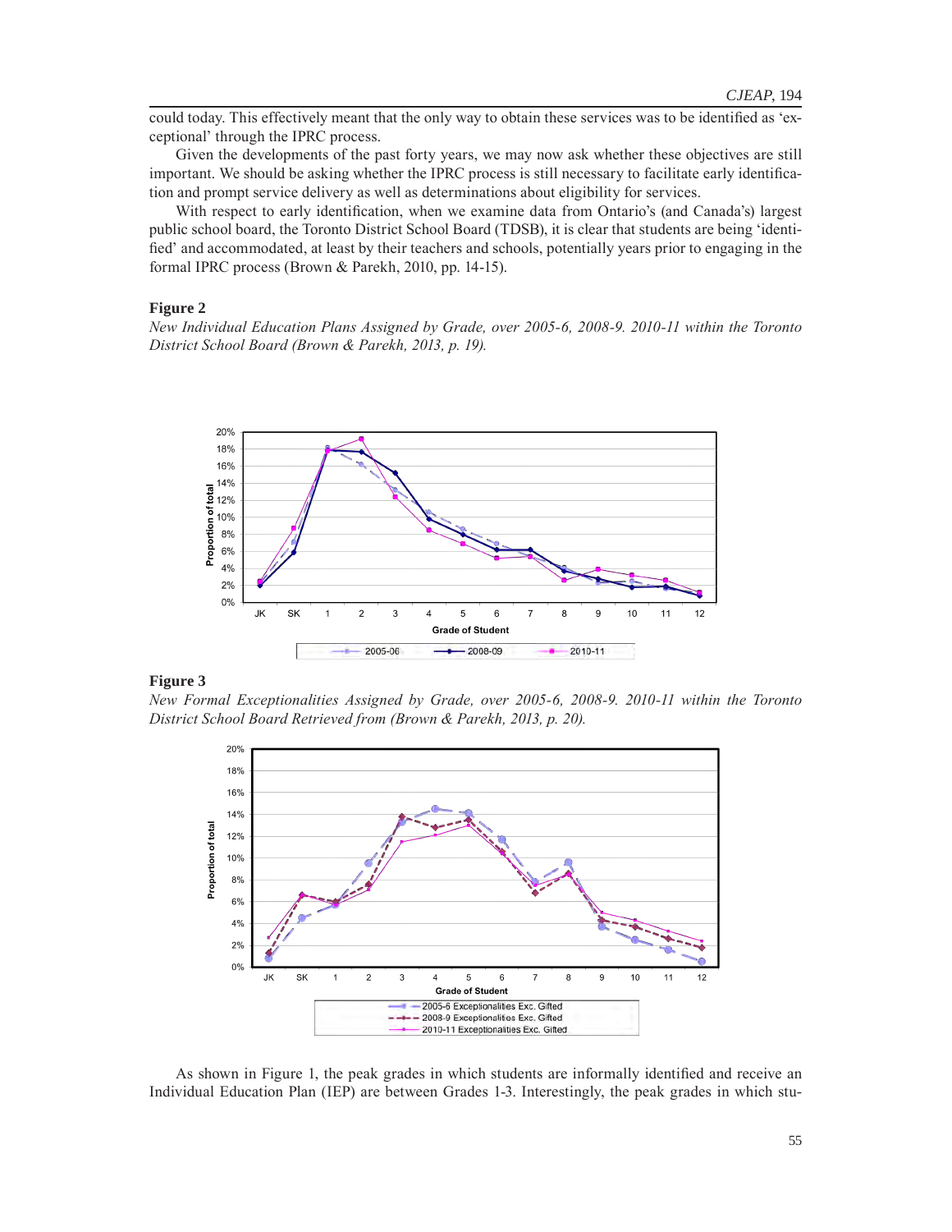could today. This effectively meant that the only way to obtain these services was to be identified as 'exceptional' through the IPRC process.

Given the developments of the past forty years, we may now ask whether these objectives are still important. We should be asking whether the IPRC process is still necessary to facilitate early identification and prompt service delivery as well as determinations about eligibility for services.

With respect to early identification, when we examine data from Ontario's (and Canada's) largest public school board, the Toronto District School Board (TDSB), it is clear that students are being 'identified' and accommodated, at least by their teachers and schools, potentially years prior to engaging in the formal IPRC process (Brown & Parekh, 2010, pp. 14-15).

**Figure 2**

*New Individual Education Plans Assigned by Grade, over 2005-6, 2008-9. 2010-11 within the Toronto District School Board (Brown & Parekh, 2013, p. 19).*

20%
18%
16%
14%
12%
10%
8%
6%
4%
2%
0%
Proportion of total
JK SK 1 2 3 4 5 6 7 8 9 10 11 12
Grade of Student
2005-06
2008-09
2010-11

**Figure 3**

*New Formal Exceptionalities Assigned by Grade, over 2005-6, 2008-9. 2010-11 within the Toronto District School Board Retrieved from (Brown & Parekh, 2013, p. 20).*

20%
18%
16%
14%
12%
10%
8%
6%
4%
2%
0%
Proportion of total
JK SK 1 2 3 4 5 6 7 8 9 10 11 12
Grade of Student
2005-6 Exceptionalities Exc. Gifted
2008-9 Exceptionalities Exc. Gifted
2010-11 Exceptionalities Exc. Gifted

As shown in Figure 1, the peak grades in which students are informally identified and receive an Individual Education Plan (IEP) are between Grades 1-3. Interestingly, the peak grades in which stu-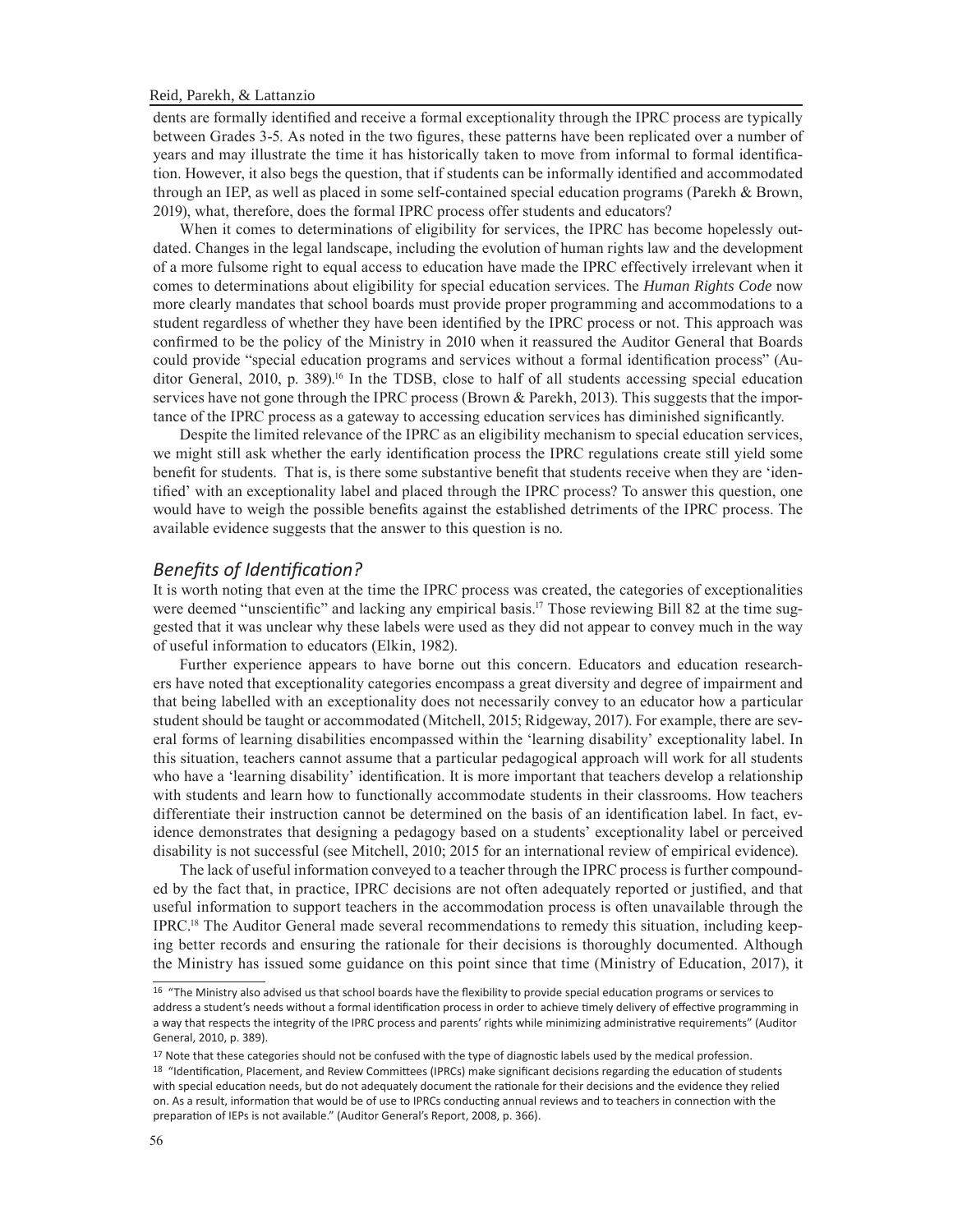dents are formally identified and receive a formal exceptionality through the IPRC process are typically between Grades 3-5. As noted in the two figures, these patterns have been replicated over a number of years and may illustrate the time it has historically taken to move from informal to formal identification. However, it also begs the question, that if students can be informally identified and accommodated through an IEP, as well as placed in some self-contained special education programs (Parekh & Brown, 2019), what, therefore, does the formal IPRC process offer students and educators?

When it comes to determinations of eligibility for services, the IPRC has become hopelessly outdated. Changes in the legal landscape, including the evolution of human rights law and the development of a more fulsome right to equal access to education have made the IPRC effectively irrelevant when it comes to determinations about eligibility for special education services. The *Human Rights Code* now more clearly mandates that school boards must provide proper programming and accommodations to a student regardless of whether they have been identified by the IPRC process or not. This approach was confirmed to be the policy of the Ministry in 2010 when it reassured the Auditor General that Boards could provide "special education programs and services without a formal identification process" (Auditor General, 2010, p. 389).[16] In the TDSB, close to half of all students accessing special education services have not gone through the IPRC process (Brown & Parekh, 2013). This suggests that the importance of the IPRC process as a gateway to accessing education services has diminished significantly.

Despite the limited relevance of the IPRC as an eligibility mechanism to special education services, we might still ask whether the early identification process the IPRC regulations create still yield some benefit for students. That is, is there some substantive benefit that students receive when they are 'identified' with an exceptionality label and placed through the IPRC process? To answer this question, one would have to weigh the possible benefits against the established detriments of the IPRC process. The available evidence suggests that the answer to this question is no.

## *Benefits of Identification?*

It is worth noting that even at the time the IPRC process was created, the categories of exceptionalities were deemed "unscientific" and lacking any empirical basis.[17] Those reviewing Bill 82 at the time suggested that it was unclear why these labels were used as they did not appear to convey much in the way of useful information to educators (Elkin, 1982).

Further experience appears to have borne out this concern. Educators and education researchers have noted that exceptionality categories encompass a great diversity and degree of impairment and that being labelled with an exceptionality does not necessarily convey to an educator how a particular student should be taught or accommodated (Mitchell, 2015; Ridgeway, 2017). For example, there are several forms of learning disabilities encompassed within the 'learning disability' exceptionality label. In this situation, teachers cannot assume that a particular pedagogical approach will work for all students who have a 'learning disability' identification. It is more important that teachers develop a relationship with students and learn how to functionally accommodate students in their classrooms. How teachers differentiate their instruction cannot be determined on the basis of an identification label. In fact, evidence demonstrates that designing a pedagogy based on a students' exceptionality label or perceived disability is not successful (see Mitchell, 2010; 2015 for an international review of empirical evidence).

The lack of useful information conveyed to a teacher through the IPRC process is further compounded by the fact that, in practice, IPRC decisions are not often adequately reported or justified, and that useful information to support teachers in the accommodation process is often unavailable through the IPRC.[18] The Auditor General made several recommendations to remedy this situation, including keeping better records and ensuring the rationale for their decisions is thoroughly documented. Although the Ministry has issued some guidance on this point since that time (Ministry of Education, 2017), it

---

[16] "The Ministry also advised us that school boards have the flexibility to provide special education programs or services to address a student's needs without a formal identification process in order to achieve timely delivery of effective programming in a way that respects the integrity of the IPRC process and parents' rights while minimizing administrative requirements" (Auditor General, 2010, p. 389).

[17] Note that these categories should not be confused with the type of diagnostic labels used by the medical profession.

[18] "Identification, Placement, and Review Committees (IPRCs) make significant decisions regarding the education of students with special education needs, but do not adequately document the rationale for their decisions and the evidence they relied on. As a result, information that would be of use to IPRCs conducting annual reviews and to teachers in connection with the preparation of IEPs is not available." (Auditor General's Report, 2008, p. 366).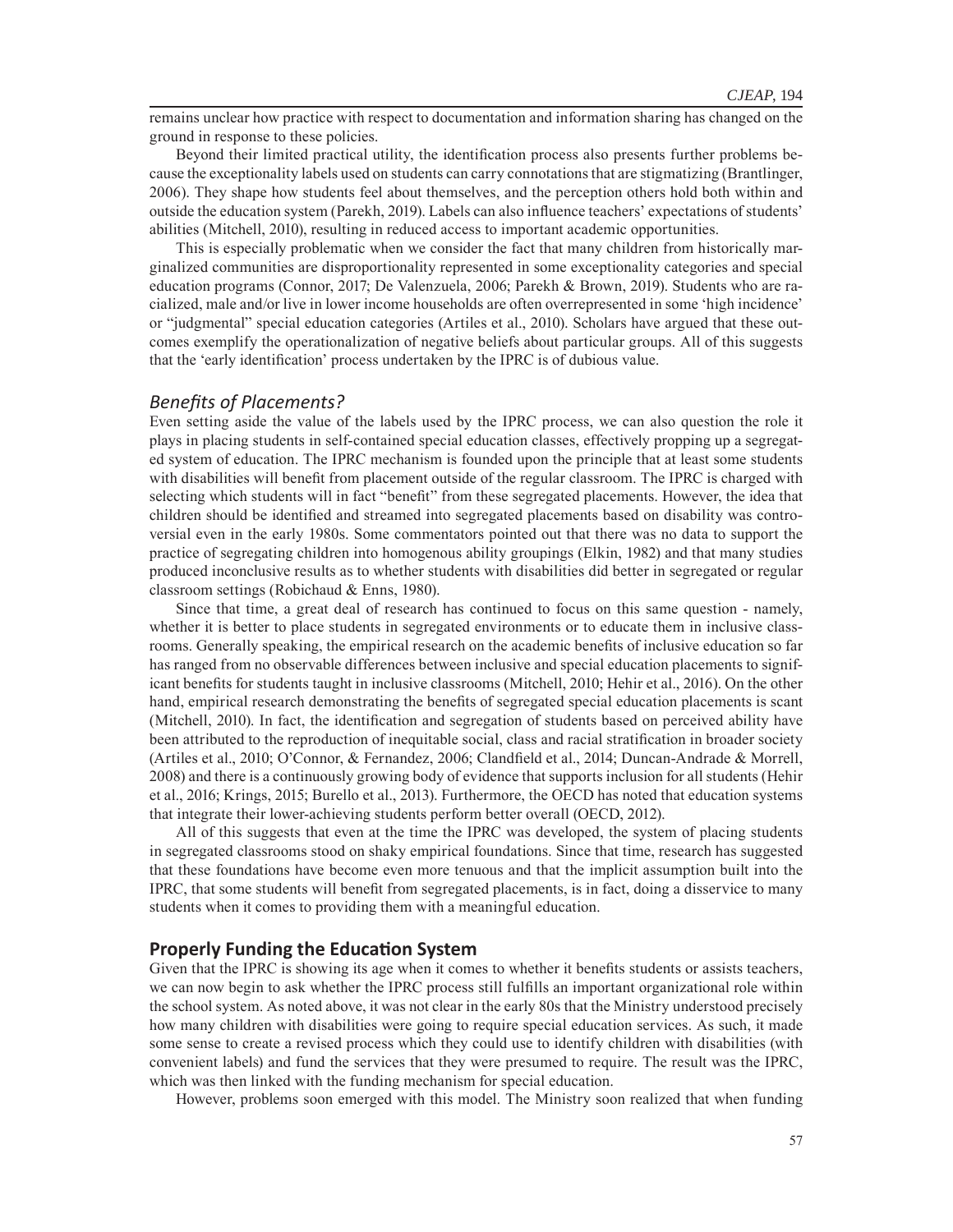remains unclear how practice with respect to documentation and information sharing has changed on the ground in response to these policies.

Beyond their limited practical utility, the identification process also presents further problems because the exceptionality labels used on students can carry connotations that are stigmatizing (Brantlinger, 2006). They shape how students feel about themselves, and the perception others hold both within and outside the education system (Parekh, 2019). Labels can also influence teachers' expectations of students' abilities (Mitchell, 2010), resulting in reduced access to important academic opportunities.

This is especially problematic when we consider the fact that many children from historically marginalized communities are disproportionality represented in some exceptionality categories and special education programs (Connor, 2017; De Valenzuela, 2006; Parekh & Brown, 2019). Students who are racialized, male and/or live in lower income households are often overrepresented in some 'high incidence' or "judgmental" special education categories (Artiles et al., 2010). Scholars have argued that these outcomes exemplify the operationalization of negative beliefs about particular groups. All of this suggests that the 'early identification' process undertaken by the IPRC is of dubious value.

### *Benefits of Placements?*

Even setting aside the value of the labels used by the IPRC process, we can also question the role it plays in placing students in self-contained special education classes, effectively propping up a segregated system of education. The IPRC mechanism is founded upon the principle that at least some students with disabilities will benefit from placement outside of the regular classroom. The IPRC is charged with selecting which students will in fact "benefit" from these segregated placements. However, the idea that children should be identified and streamed into segregated placements based on disability was controversial even in the early 1980s. Some commentators pointed out that there was no data to support the practice of segregating children into homogenous ability groupings (Elkin, 1982) and that many studies produced inconclusive results as to whether students with disabilities did better in segregated or regular classroom settings (Robichaud & Enns, 1980).

Since that time, a great deal of research has continued to focus on this same question - namely, whether it is better to place students in segregated environments or to educate them in inclusive classrooms. Generally speaking, the empirical research on the academic benefits of inclusive education so far has ranged from no observable differences between inclusive and special education placements to significant benefits for students taught in inclusive classrooms (Mitchell, 2010; Hehir et al., 2016). On the other hand, empirical research demonstrating the benefits of segregated special education placements is scant (Mitchell, 2010). In fact, the identification and segregation of students based on perceived ability have been attributed to the reproduction of inequitable social, class and racial stratification in broader society (Artiles et al., 2010; O'Connor, & Fernandez, 2006; Clandfield et al., 2014; Duncan-Andrade & Morrell, 2008) and there is a continuously growing body of evidence that supports inclusion for all students (Hehir et al., 2016; Krings, 2015; Burello et al., 2013). Furthermore, the OECD has noted that education systems that integrate their lower-achieving students perform better overall (OECD, 2012).

All of this suggests that even at the time the IPRC was developed, the system of placing students in segregated classrooms stood on shaky empirical foundations. Since that time, research has suggested that these foundations have become even more tenuous and that the implicit assumption built into the IPRC, that some students will benefit from segregated placements, is in fact, doing a disservice to many students when it comes to providing them with a meaningful education.

## **Properly Funding the Education System**

Given that the IPRC is showing its age when it comes to whether it benefits students or assists teachers, we can now begin to ask whether the IPRC process still fulfills an important organizational role within the school system. As noted above, it was not clear in the early 80s that the Ministry understood precisely how many children with disabilities were going to require special education services. As such, it made some sense to create a revised process which they could use to identify children with disabilities (with convenient labels) and fund the services that they were presumed to require. The result was the IPRC, which was then linked with the funding mechanism for special education.

However, problems soon emerged with this model. The Ministry soon realized that when funding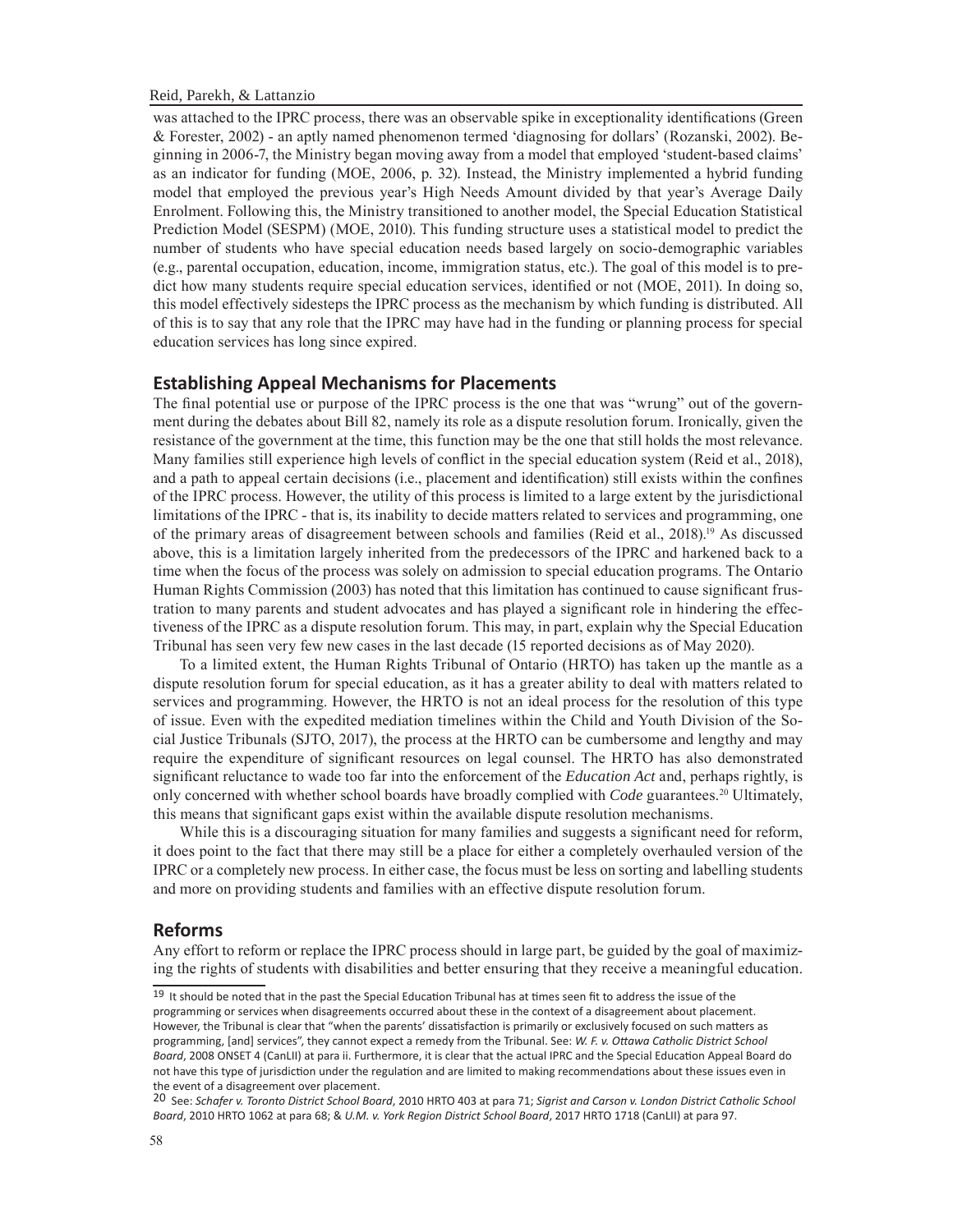was attached to the IPRC process, there was an observable spike in exceptionality identifications (Green & Forester, 2002) - an aptly named phenomenon termed 'diagnosing for dollars' (Rozanski, 2002). Beginning in 2006-7, the Ministry began moving away from a model that employed 'student-based claims' as an indicator for funding (MOE, 2006, p. 32). Instead, the Ministry implemented a hybrid funding model that employed the previous year's High Needs Amount divided by that year's Average Daily Enrolment. Following this, the Ministry transitioned to another model, the Special Education Statistical Prediction Model (SESPM) (MOE, 2010). This funding structure uses a statistical model to predict the number of students who have special education needs based largely on socio-demographic variables (e.g., parental occupation, education, income, immigration status, etc.). The goal of this model is to predict how many students require special education services, identified or not (MOE, 2011). In doing so, this model effectively sidesteps the IPRC process as the mechanism by which funding is distributed. All of this is to say that any role that the IPRC may have had in the funding or planning process for special education services has long since expired.

## Establishing Appeal Mechanisms for Placements

The final potential use or purpose of the IPRC process is the one that was "wrung" out of the government during the debates about Bill 82, namely its role as a dispute resolution forum. Ironically, given the resistance of the government at the time, this function may be the one that still holds the most relevance. Many families still experience high levels of conflict in the special education system (Reid et al., 2018), and a path to appeal certain decisions (i.e., placement and identification) still exists within the confines of the IPRC process. However, the utility of this process is limited to a large extent by the jurisdictional limitations of the IPRC - that is, its inability to decide matters related to services and programming, one of the primary areas of disagreement between schools and families (Reid et al., 2018).[19] As discussed above, this is a limitation largely inherited from the predecessors of the IPRC and harkened back to a time when the focus of the process was solely on admission to special education programs. The Ontario Human Rights Commission (2003) has noted that this limitation has continued to cause significant frustration to many parents and student advocates and has played a significant role in hindering the effectiveness of the IPRC as a dispute resolution forum. This may, in part, explain why the Special Education Tribunal has seen very few new cases in the last decade (15 reported decisions as of May 2020).

To a limited extent, the Human Rights Tribunal of Ontario (HRTO) has taken up the mantle as a dispute resolution forum for special education, as it has a greater ability to deal with matters related to services and programming. However, the HRTO is not an ideal process for the resolution of this type of issue. Even with the expedited mediation timelines within the Child and Youth Division of the Social Justice Tribunals (SJTO, 2017), the process at the HRTO can be cumbersome and lengthy and may require the expenditure of significant resources on legal counsel. The HRTO has also demonstrated significant reluctance to wade too far into the enforcement of the *Education Act* and, perhaps rightly, is only concerned with whether school boards have broadly complied with *Code* guarantees.[20] Ultimately, this means that significant gaps exist within the available dispute resolution mechanisms.

While this is a discouraging situation for many families and suggests a significant need for reform, it does point to the fact that there may still be a place for either a completely overhauled version of the IPRC or a completely new process. In either case, the focus must be less on sorting and labelling students and more on providing students and families with an effective dispute resolution forum.

## Reforms

Any effort to reform or replace the IPRC process should in large part, be guided by the goal of maximizing the rights of students with disabilities and better ensuring that they receive a meaningful education.

---

[19] It should be noted that in the past the Special Education Tribunal has at times seen fit to address the issue of the programming or services when disagreements occurred about these in the context of a disagreement about placement. However, the Tribunal is clear that "when the parents' dissatisfaction is primarily or exclusively focused on such matters as programming, [and] services", they cannot expect a remedy from the Tribunal. See: *W. F. v. Ottawa Catholic District School Board*, 2008 ONSET 4 (CanLII) at para ii. Furthermore, it is clear that the actual IPRC and the Special Education Appeal Board do not have this type of jurisdiction under the regulation and are limited to making recommendations about these issues even in the event of a disagreement over placement.

[20] See: *Schafer v. Toronto District School Board*, 2010 HRTO 403 at para 71; *Sigrist and Carson v. London District Catholic School Board*, 2010 HRTO 1062 at para 68; & *U.M. v. York Region District School Board*, 2017 HRTO 1718 (CanLII) at para 97.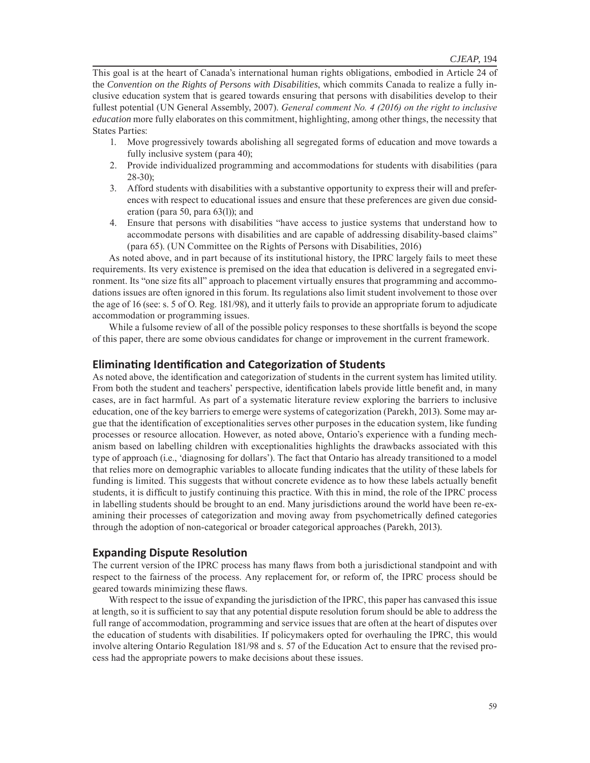This goal is at the heart of Canada's international human rights obligations, embodied in Article 24 of the *Convention on the Rights of Persons with Disabilities*, which commits Canada to realize a fully inclusive education system that is geared towards ensuring that persons with disabilities develop to their fullest potential (UN General Assembly, 2007). *General comment No. 4 (2016) on the right to inclusive education* more fully elaborates on this commitment, highlighting, among other things, the necessity that States Parties:

1. Move progressively towards abolishing all segregated forms of education and move towards a fully inclusive system (para 40);
2. Provide individualized programming and accommodations for students with disabilities (para 28-30);
3. Afford students with disabilities with a substantive opportunity to express their will and preferences with respect to educational issues and ensure that these preferences are given due consideration (para 50, para 63(l)); and
4. Ensure that persons with disabilities "have access to justice systems that understand how to accommodate persons with disabilities and are capable of addressing disability-based claims" (para 65). (UN Committee on the Rights of Persons with Disabilities, 2016)

As noted above, and in part because of its institutional history, the IPRC largely fails to meet these requirements. Its very existence is premised on the idea that education is delivered in a segregated environment. Its "one size fits all" approach to placement virtually ensures that programming and accommodations issues are often ignored in this forum. Its regulations also limit student involvement to those over the age of 16 (see: s. 5 of O. Reg. 181/98), and it utterly fails to provide an appropriate forum to adjudicate accommodation or programming issues.

While a fulsome review of all of the possible policy responses to these shortfalls is beyond the scope of this paper, there are some obvious candidates for change or improvement in the current framework.

## Eliminating Identification and Categorization of Students

As noted above, the identification and categorization of students in the current system has limited utility. From both the student and teachers' perspective, identification labels provide little benefit and, in many cases, are in fact harmful. As part of a systematic literature review exploring the barriers to inclusive education, one of the key barriers to emerge were systems of categorization (Parekh, 2013). Some may argue that the identification of exceptionalities serves other purposes in the education system, like funding processes or resource allocation. However, as noted above, Ontario's experience with a funding mechanism based on labelling children with exceptionalities highlights the drawbacks associated with this type of approach (i.e., 'diagnosing for dollars'). The fact that Ontario has already transitioned to a model that relies more on demographic variables to allocate funding indicates that the utility of these labels for funding is limited. This suggests that without concrete evidence as to how these labels actually benefit students, it is difficult to justify continuing this practice. With this in mind, the role of the IPRC process in labelling students should be brought to an end. Many jurisdictions around the world have been re-examining their processes of categorization and moving away from psychometrically defined categories through the adoption of non-categorical or broader categorical approaches (Parekh, 2013).

## Expanding Dispute Resolution

The current version of the IPRC process has many flaws from both a jurisdictional standpoint and with respect to the fairness of the process. Any replacement for, or reform of, the IPRC process should be geared towards minimizing these flaws.

With respect to the issue of expanding the jurisdiction of the IPRC, this paper has canvased this issue at length, so it is sufficient to say that any potential dispute resolution forum should be able to address the full range of accommodation, programming and service issues that are often at the heart of disputes over the education of students with disabilities. If policymakers opted for overhauling the IPRC, this would involve altering Ontario Regulation 181/98 and s. 57 of the Education Act to ensure that the revised process had the appropriate powers to make decisions about these issues.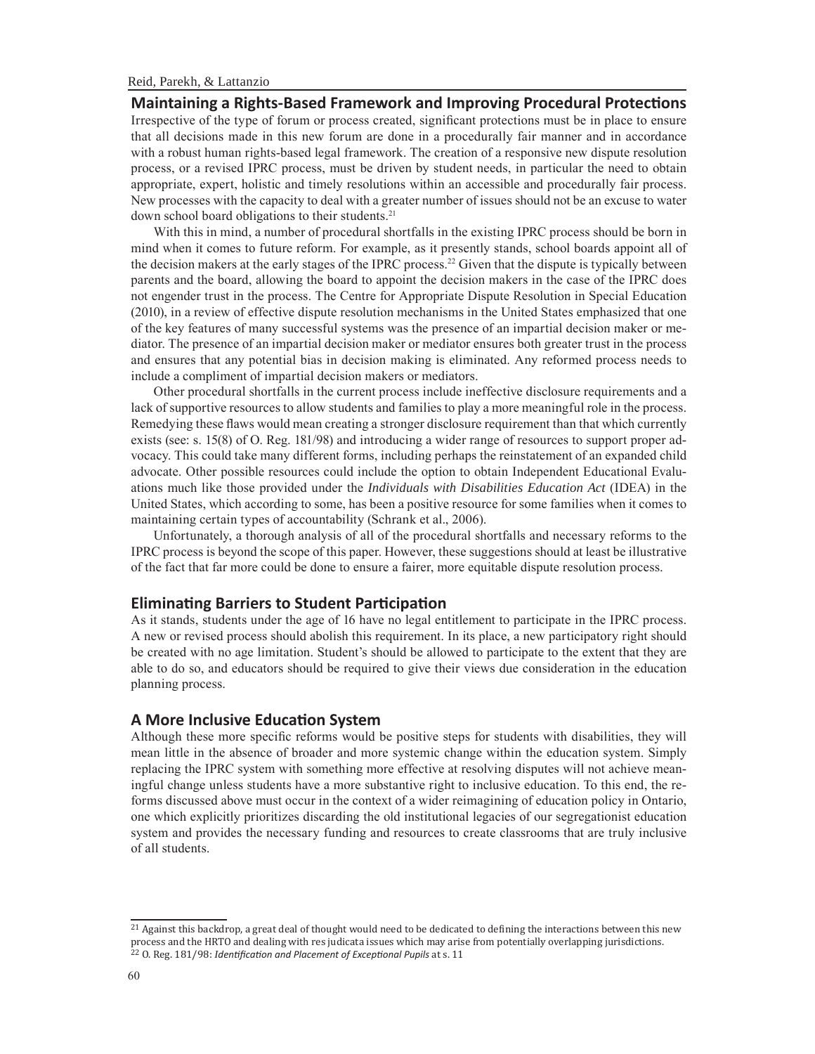## Maintaining a Rights-Based Framework and Improving Procedural Protections

Irrespective of the type of forum or process created, significant protections must be in place to ensure that all decisions made in this new forum are done in a procedurally fair manner and in accordance with a robust human rights-based legal framework. The creation of a responsive new dispute resolution process, or a revised IPRC process, must be driven by student needs, in particular the need to obtain appropriate, expert, holistic and timely resolutions within an accessible and procedurally fair process. New processes with the capacity to deal with a greater number of issues should not be an excuse to water down school board obligations to their students.[21]

With this in mind, a number of procedural shortfalls in the existing IPRC process should be born in mind when it comes to future reform. For example, as it presently stands, school boards appoint all of the decision makers at the early stages of the IPRC process.[22] Given that the dispute is typically between parents and the board, allowing the board to appoint the decision makers in the case of the IPRC does not engender trust in the process. The Centre for Appropriate Dispute Resolution in Special Education (2010), in a review of effective dispute resolution mechanisms in the United States emphasized that one of the key features of many successful systems was the presence of an impartial decision maker or mediator. The presence of an impartial decision maker or mediator ensures both greater trust in the process and ensures that any potential bias in decision making is eliminated. Any reformed process needs to include a compliment of impartial decision makers or mediators.

Other procedural shortfalls in the current process include ineffective disclosure requirements and a lack of supportive resources to allow students and families to play a more meaningful role in the process. Remedying these flaws would mean creating a stronger disclosure requirement than that which currently exists (see: s. 15(8) of O. Reg. 181/98) and introducing a wider range of resources to support proper advocacy. This could take many different forms, including perhaps the reinstatement of an expanded child advocate. Other possible resources could include the option to obtain Independent Educational Evaluations much like those provided under the *Individuals with Disabilities Education Act* (IDEA) in the United States, which according to some, has been a positive resource for some families when it comes to maintaining certain types of accountability (Schrank et al., 2006).

Unfortunately, a thorough analysis of all of the procedural shortfalls and necessary reforms to the IPRC process is beyond the scope of this paper. However, these suggestions should at least be illustrative of the fact that far more could be done to ensure a fairer, more equitable dispute resolution process.

## Eliminating Barriers to Student Participation

As it stands, students under the age of 16 have no legal entitlement to participate in the IPRC process. A new or revised process should abolish this requirement. In its place, a new participatory right should be created with no age limitation. Student's should be allowed to participate to the extent that they are able to do so, and educators should be required to give their views due consideration in the education planning process.

## A More Inclusive Education System

Although these more specific reforms would be positive steps for students with disabilities, they will mean little in the absence of broader and more systemic change within the education system. Simply replacing the IPRC system with something more effective at resolving disputes will not achieve meaningful change unless students have a more substantive right to inclusive education. To this end, the reforms discussed above must occur in the context of a wider reimagining of education policy in Ontario, one which explicitly prioritizes discarding the old institutional legacies of our segregationist education system and provides the necessary funding and resources to create classrooms that are truly inclusive of all students.

---

[21] Against this backdrop, a great deal of thought would need to be dedicated to defining the interactions between this new process and the HRTO and dealing with res judicata issues which may arise from potentially overlapping jurisdictions.

[22] O. Reg. 181/98: *Identification and Placement of Exceptional Pupils* at s. 11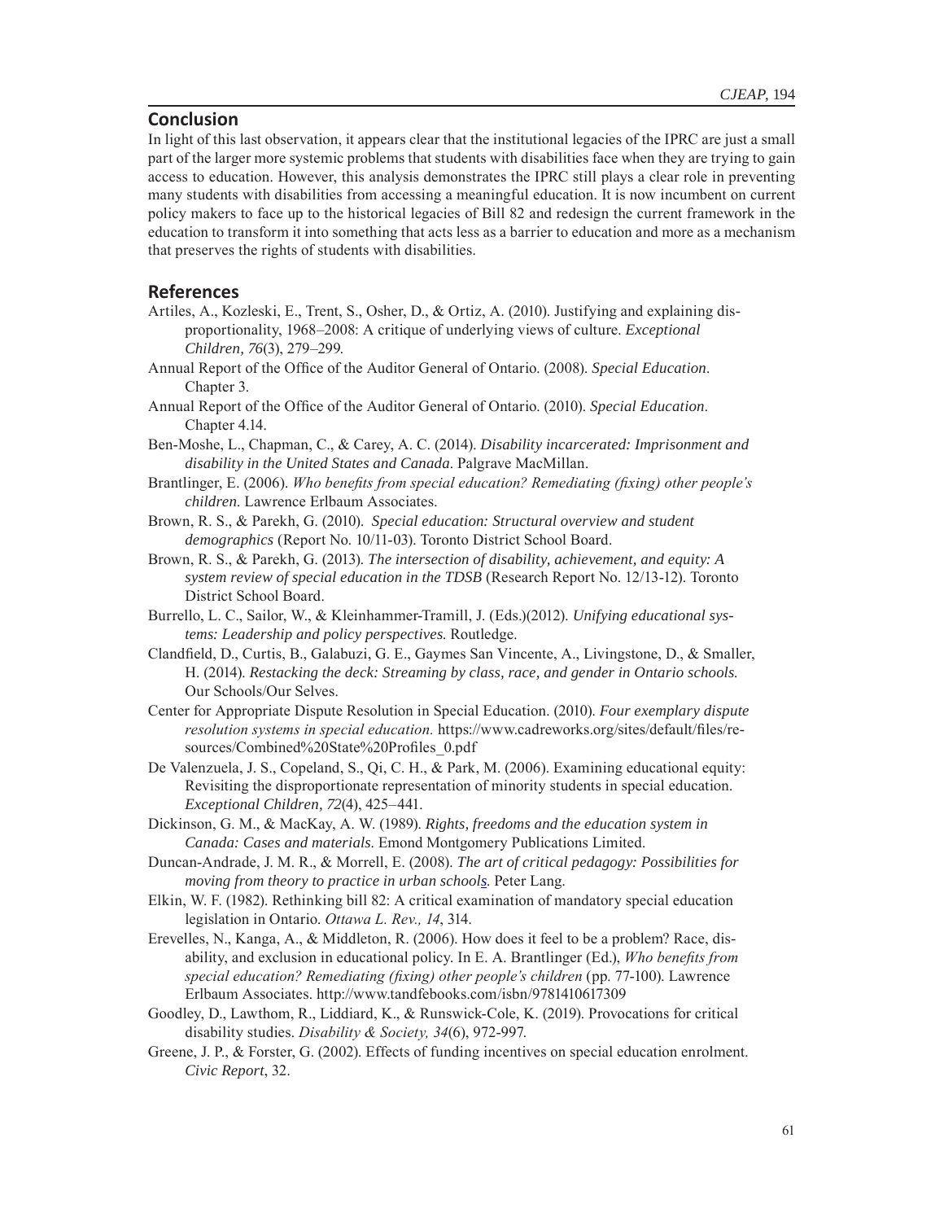## Conclusion

In light of this last observation, it appears clear that the institutional legacies of the IPRC are just a small part of the larger more systemic problems that students with disabilities face when they are trying to gain access to education. However, this analysis demonstrates the IPRC still plays a clear role in preventing many students with disabilities from accessing a meaningful education. It is now incumbent on current policy makers to face up to the historical legacies of Bill 82 and redesign the current framework in the education to transform it into something that acts less as a barrier to education and more as a mechanism that preserves the rights of students with disabilities.

## References

Artiles, A., Kozleski, E., Trent, S., Osher, D., & Ortiz, A. (2010). Justifying and explaining disproportionality, 1968–2008: A critique of underlying views of culture. *Exceptional Children, 76*(3), 279–299.

Annual Report of the Office of the Auditor General of Ontario. (2008). *Special Education*. Chapter 3.

Annual Report of the Office of the Auditor General of Ontario. (2010). *Special Education*. Chapter 4.14.

Ben-Moshe, L., Chapman, C., & Carey, A. C. (2014). *Disability incarcerated: Imprisonment and disability in the United States and Canada*. Palgrave MacMillan.

Brantlinger, E. (2006). *Who benefits from special education? Remediating (fixing) other people's children*. Lawrence Erlbaum Associates.

Brown, R. S., & Parekh, G. (2010). *Special education: Structural overview and student demographics* (Report No. 10/11-03). Toronto District School Board.

Brown, R. S., & Parekh, G. (2013). *The intersection of disability, achievement, and equity: A system review of special education in the TDSB* (Research Report No. 12/13-12). Toronto District School Board.

Burrello, L. C., Sailor, W., & Kleinhammer-Tramill, J. (Eds.)(2012). *Unifying educational systems: Leadership and policy perspectives.* Routledge.

Clandfield, D., Curtis, B., Galabuzi, G. E., Gaymes San Vincente, A., Livingstone, D., & Smaller, H. (2014). *Restacking the deck: Streaming by class, race, and gender in Ontario schools.* Our Schools/Our Selves.

Center for Appropriate Dispute Resolution in Special Education. (2010). *Four exemplary dispute resolution systems in special education.* https://www.cadreworks.org/sites/default/files/resources/Combined%20State%20Profiles_0.pdf

De Valenzuela, J. S., Copeland, S., Qi, C. H., & Park, M. (2006). Examining educational equity: Revisiting the disproportionate representation of minority students in special education. *Exceptional Children, 72*(4), 425–441.

Dickinson, G. M., & MacKay, A. W. (1989). *Rights, freedoms and the education system in Canada: Cases and materials*. Emond Montgomery Publications Limited.

Duncan-Andrade, J. M. R., & Morrell, E. (2008). *The art of critical pedagogy: Possibilities for moving from theory to practice in urban schools.* Peter Lang.

Elkin, W. F. (1982). Rethinking bill 82: A critical examination of mandatory special education legislation in Ontario. *Ottawa L. Rev., 14*, 314.

Erevelles, N., Kanga, A., & Middleton, R. (2006). How does it feel to be a problem? Race, disability, and exclusion in educational policy. In E. A. Brantlinger (Ed.), *Who benefits from special education? Remediating (fixing) other people's children* (pp. 77-100). Lawrence Erlbaum Associates. http://www.tandfebooks.com/isbn/9781410617309

Goodley, D., Lawthom, R., Liddiard, K., & Runswick-Cole, K. (2019). Provocations for critical disability studies. *Disability & Society, 34*(6), 972-997.

Greene, J. P., & Forster, G. (2002). Effects of funding incentives on special education enrolment. *Civic Report*, 32.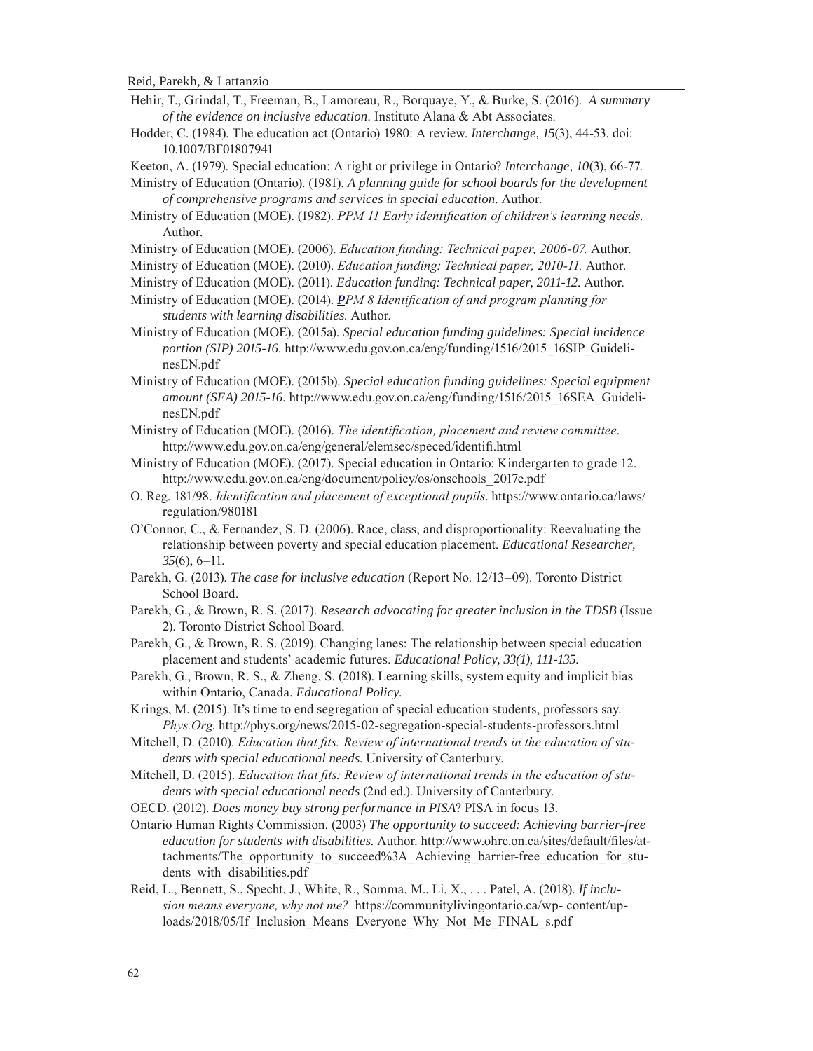Hehir, T., Grindal, T., Freeman, B., Lamoreau, R., Borquaye, Y., & Burke, S. (2016). *A summary of the evidence on inclusive education*. Instituto Alana & Abt Associates.

Hodder, C. (1984). The education act (Ontario) 1980: A review. *Interchange, 15*(3), 44-53. doi: 10.1007/BF01807941

Keeton, A. (1979). Special education: A right or privilege in Ontario? *Interchange, 10*(3), 66-77.

Ministry of Education (Ontario). (1981). *A planning guide for school boards for the development of comprehensive programs and services in special education*. Author.

Ministry of Education (MOE). (1982). *PPM 11 Early identification of children's learning needs*. Author.

Ministry of Education (MOE). (2006). *Education funding: Technical paper, 2006-07.* Author.

Ministry of Education (MOE). (2010). *Education funding: Technical paper, 2010-11.* Author.

Ministry of Education (MOE). (2011). *Education funding: Technical paper, 2011-12.* Author.

Ministry of Education (MOE). (2014). *PPM 8 Identification of and program planning for students with learning disabilities.* Author.

Ministry of Education (MOE). (2015a). *Special education funding guidelines: Special incidence portion (SIP) 2015-16.* http://www.edu.gov.on.ca/eng/funding/1516/2015_16SIP_GuidelinesEN.pdf

Ministry of Education (MOE). (2015b). *Special education funding guidelines: Special equipment amount (SEA) 2015-16.* http://www.edu.gov.on.ca/eng/funding/1516/2015_16SEA_GuidelinesEN.pdf

Ministry of Education (MOE). (2016). *The identification, placement and review committee*. http://www.edu.gov.on.ca/eng/general/elemsec/speced/identifi.html

Ministry of Education (MOE). (2017). Special education in Ontario: Kindergarten to grade 12. http://www.edu.gov.on.ca/eng/document/policy/os/onschools_2017e.pdf

O. Reg. 181/98. *Identification and placement of exceptional pupils*. https://www.ontario.ca/laws/regulation/980181

O'Connor, C., & Fernandez, S. D. (2006). Race, class, and disproportionality: Reevaluating the relationship between poverty and special education placement. *Educational Researcher, 35*(6), 6–11.

Parekh, G. (2013). *The case for inclusive education* (Report No. 12/13–09). Toronto District School Board.

Parekh, G., & Brown, R. S. (2017). *Research advocating for greater inclusion in the TDSB* (Issue 2). Toronto District School Board.

Parekh, G., & Brown, R. S. (2019). Changing lanes: The relationship between special education placement and students' academic futures. *Educational Policy, 33(1), 111-135.*

Parekh, G., Brown, R. S., & Zheng, S. (2018). Learning skills, system equity and implicit bias within Ontario, Canada. *Educational Policy.*

Krings, M. (2015). It's time to end segregation of special education students, professors say. *Phys.Org.* http://phys.org/news/2015-02-segregation-special-students-professors.html

Mitchell, D. (2010). *Education that fits: Review of international trends in the education of students with special educational needs.* University of Canterbury.

Mitchell, D. (2015). *Education that fits: Review of international trends in the education of students with special educational needs* (2nd ed.). University of Canterbury.

OECD. (2012). *Does money buy strong performance in PISA*? PISA in focus 13.

Ontario Human Rights Commission. (2003) *The opportunity to succeed: Achieving barrier-free education for students with disabilities.* Author. http://www.ohrc.on.ca/sites/default/files/attachments/The_opportunity_to_succeed%3A_Achieving_barrier-free_education_for_students_with_disabilities.pdf

Reid, L., Bennett, S., Specht, J., White, R., Somma, M., Li, X., . . . Patel, A. (2018). *If inclusion means everyone, why not me?* https://communitylivingontario.ca/wp- content/uploads/2018/05/If_Inclusion_Means_Everyone_Why_Not_Me_FINAL_s.pdf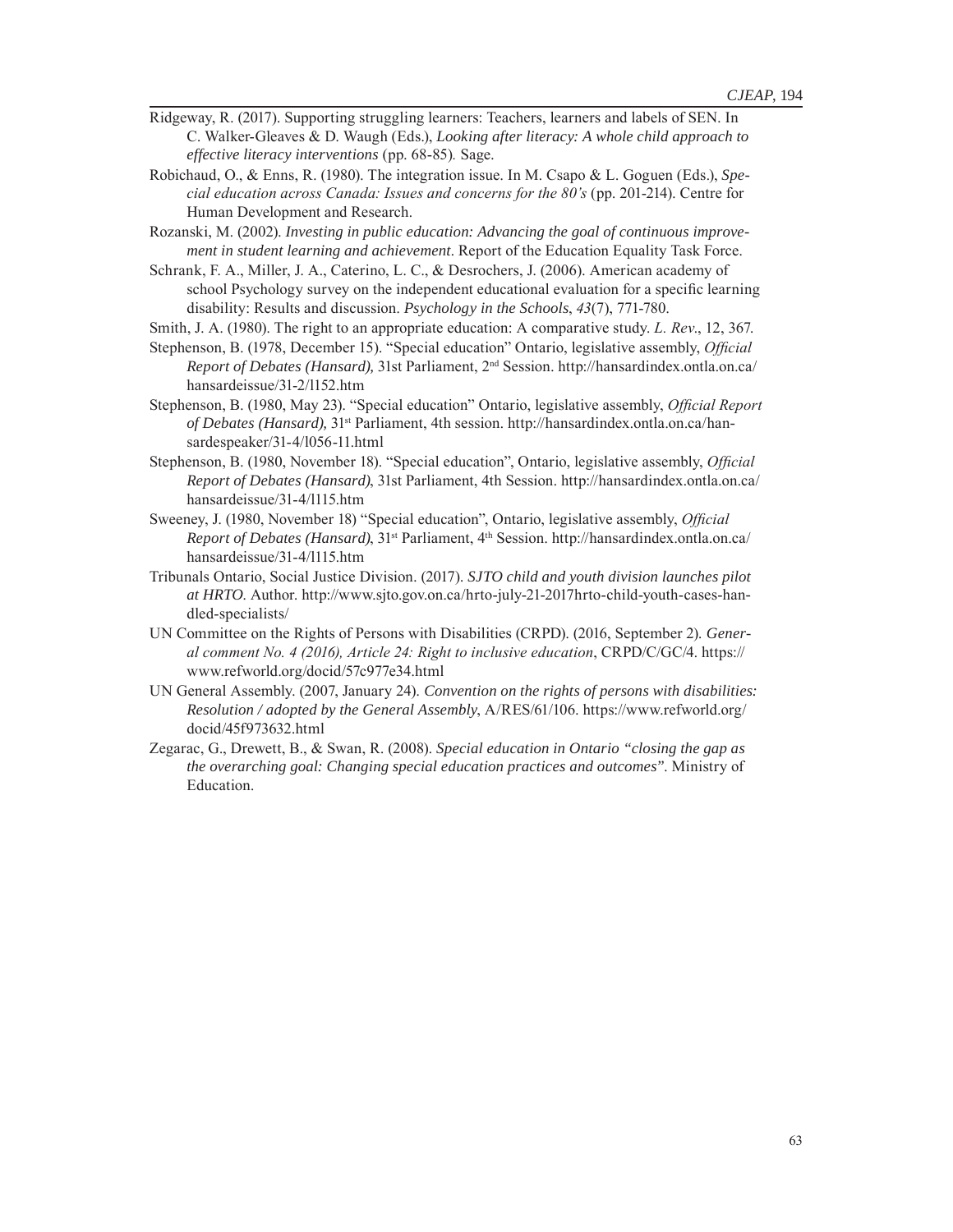Ridgeway, R. (2017). Supporting struggling learners: Teachers, learners and labels of SEN. In C. Walker-Gleaves & D. Waugh (Eds.), *Looking after literacy: A whole child approach to effective literacy interventions* (pp. 68-85). Sage.

Robichaud, O., & Enns, R. (1980). The integration issue. In M. Csapo & L. Goguen (Eds.), *Special education across Canada: Issues and concerns for the 80's* (pp. 201-214). Centre for Human Development and Research.

Rozanski, M. (2002). *Investing in public education: Advancing the goal of continuous improvement in student learning and achievement*. Report of the Education Equality Task Force.

Schrank, F. A., Miller, J. A., Caterino, L. C., & Desrochers, J. (2006). American academy of school Psychology survey on the independent educational evaluation for a specific learning disability: Results and discussion. *Psychology in the Schools*, *43*(7), 771-780.

Smith, J. A. (1980). The right to an appropriate education: A comparative study. *L. Rev*., 12, 367.

Stephenson, B. (1978, December 15). "Special education" Ontario, legislative assembly, *Official Report of Debates (Hansard),* 31st Parliament, 2nd Session. http://hansardindex.ontla.on.ca/hansardeissue/31-2/l152.htm

Stephenson, B. (1980, May 23). "Special education" Ontario, legislative assembly, *Official Report of Debates (Hansard),* 31st Parliament, 4th session. http://hansardindex.ontla.on.ca/hansardespeaker/31-4/l056-11.html

Stephenson, B. (1980, November 18). "Special education", Ontario, legislative assembly, *Official Report of Debates (Hansard)*, 31st Parliament, 4th Session. http://hansardindex.ontla.on.ca/hansardeissue/31-4/l115.htm

Sweeney, J. (1980, November 18) "Special education", Ontario, legislative assembly, *Official Report of Debates (Hansard)*, 31st Parliament, 4th Session. http://hansardindex.ontla.on.ca/hansardeissue/31-4/l115.htm

Tribunals Ontario, Social Justice Division. (2017). *SJTO child and youth division launches pilot at HRTO.* Author. http://www.sjto.gov.on.ca/hrto-july-21-2017hrto-child-youth-cases-handled-specialists/

UN Committee on the Rights of Persons with Disabilities (CRPD). (2016, September 2). *General comment No. 4 (2016), Article 24: Right to inclusive education*, CRPD/C/GC/4. https://www.refworld.org/docid/57c977e34.html

UN General Assembly. (2007, January 24). *Convention on the rights of persons with disabilities: Resolution / adopted by the General Assembly*, A/RES/61/106. https://www.refworld.org/docid/45f973632.html

Zegarac, G., Drewett, B., & Swan, R. (2008). *Special education in Ontario "closing the gap as the overarching goal: Changing special education practices and outcomes"*. Ministry of Education.